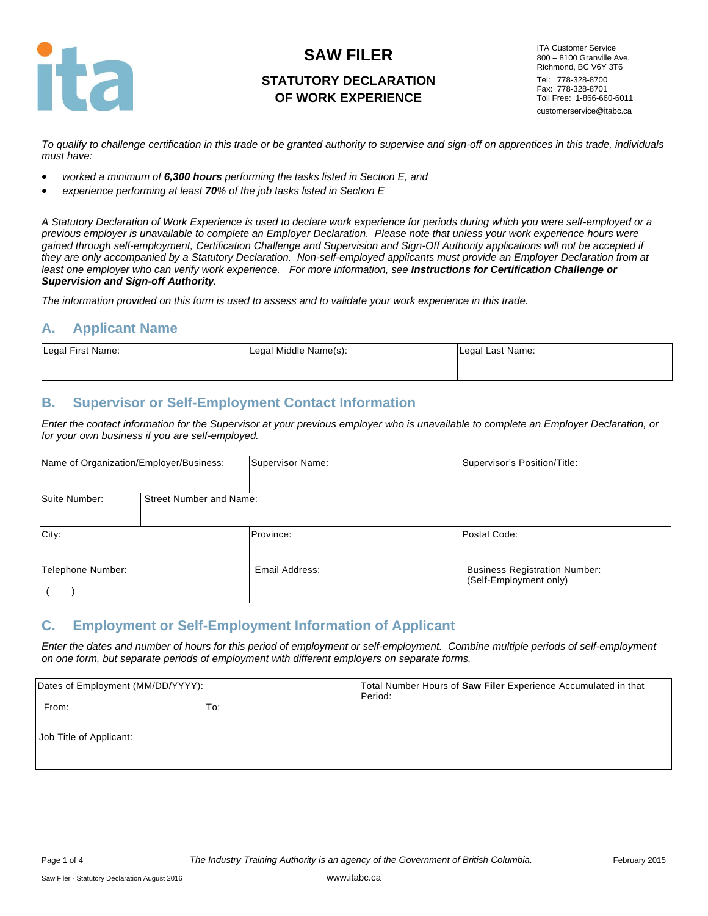# SAW FILER

## STATUTORY DECLARATION OF WORK EXPERIENCE

ITA Customer Service
800 – 8100 Granville Ave.
Richmond, BC V6Y 3T6
Tel: 778-328-8700
Fax: 778-328-8701
Toll Free: 1-866-660-6011
customerservice@itabc.ca

*To qualify to challenge certification in this trade or be granted authority to supervise and sign-off on apprentices in this trade, individuals must have:*

- *worked a minimum of* ***6,300 hours*** *performing the tasks listed in Section E, and*
- *experience performing at least* ***70****% of the job tasks listed in Section E*

*A Statutory Declaration of Work Experience is used to declare work experience for periods during which you were self-employed or a previous employer is unavailable to complete an Employer Declaration. Please note that unless your work experience hours were gained through self-employment, Certification Challenge and Supervision and Sign-Off Authority applications will not be accepted if they are only accompanied by a Statutory Declaration. Non-self-employed applicants must provide an Employer Declaration from at least one employer who can verify work experience. For more information, see* ***Instructions for Certification Challenge or Supervision and Sign-off Authority****.*

*The information provided on this form is used to assess and to validate your work experience in this trade.*

## A. Applicant Name

| Legal First Name: | Legal Middle Name(s): | Legal Last Name: |
|---|---|---|
| | | |

## B. Supervisor or Self-Employment Contact Information

*Enter the contact information for the Supervisor at your previous employer who is unavailable to complete an Employer Declaration, or for your own business if you are self-employed.*

| Name of Organization/Employer/Business: | | Supervisor Name: | Supervisor's Position/Title: |
|---|---|---|---|
| Suite Number: | Street Number and Name: | | |
| City: | | Province: | Postal Code: |
| Telephone Number: ( ) | | Email Address: | Business Registration Number: (Self-Employment only) |

## C. Employment or Self-Employment Information of Applicant

*Enter the dates and number of hours for this period of employment or self-employment. Combine multiple periods of self-employment on one form, but separate periods of employment with different employers on separate forms.*

| Dates of Employment (MM/DD/YYYY): From: To: | Total Number Hours of **Saw Filer** Experience Accumulated in that Period: |
|---|---|
| Job Title of Applicant: | |

The Industry Training Authority is an agency of the Government of British Columbia.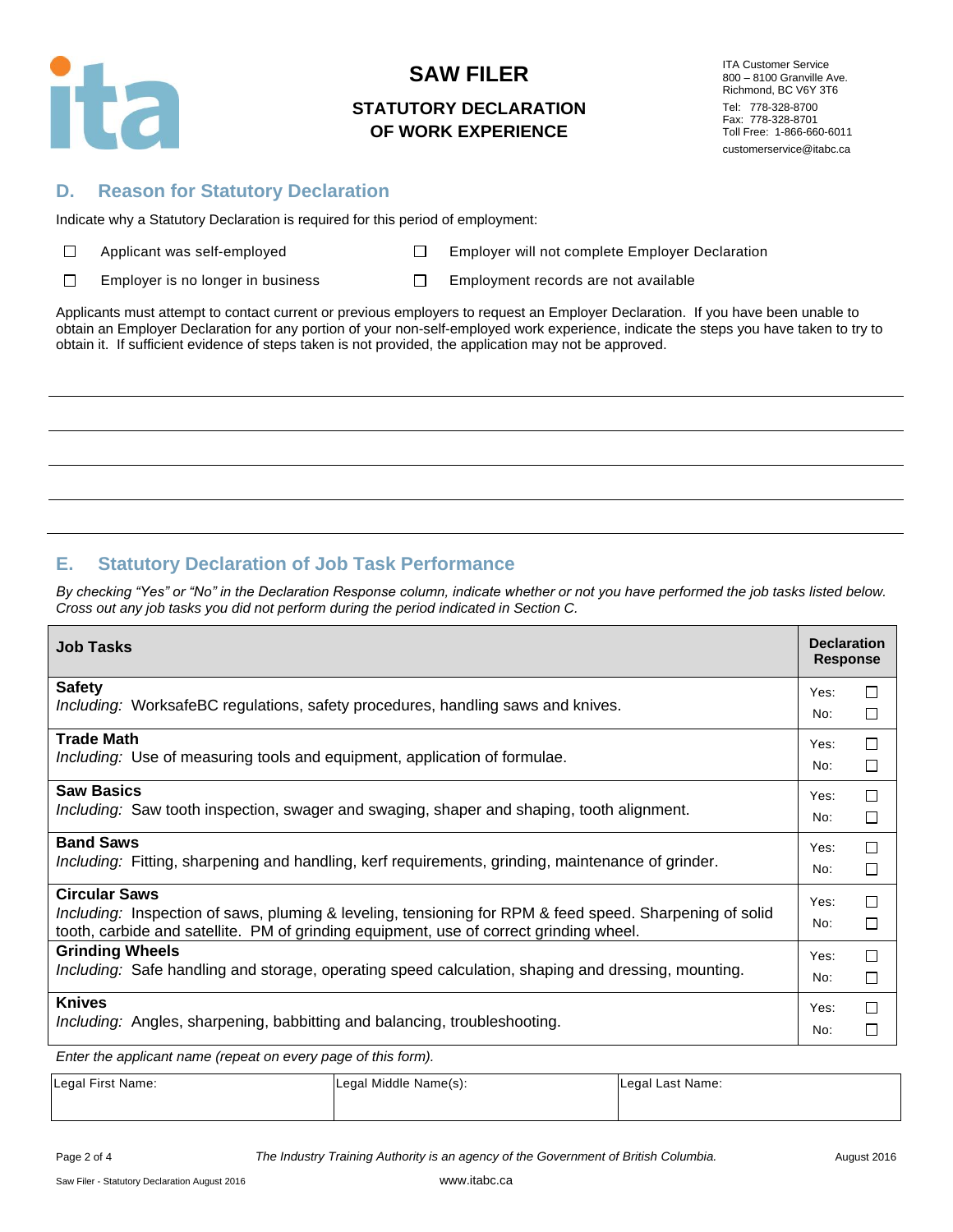# SAW FILER

## STATUTORY DECLARATION OF WORK EXPERIENCE

ITA Customer Service
800 – 8100 Granville Ave.
Richmond, BC V6Y 3T6

Tel: 778-328-8700
Fax: 778-328-8701
Toll Free: 1-866-660-6011

customerservice@itabc.ca

## D. Reason for Statutory Declaration

Indicate why a Statutory Declaration is required for this period of employment:

- ☐ Applicant was self-employed
- ☐ Employer will not complete Employer Declaration
- ☐ Employer is no longer in business
- ☐ Employment records are not available

Applicants must attempt to contact current or previous employers to request an Employer Declaration. If you have been unable to obtain an Employer Declaration for any portion of your non-self-employed work experience, indicate the steps you have taken to try to obtain it. If sufficient evidence of steps taken is not provided, the application may not be approved.

\_\_\_\_\_\_\_\_\_\_\_\_\_\_\_\_\_\_\_\_\_\_\_\_\_\_\_\_\_\_\_\_\_\_\_\_\_\_\_\_\_\_\_\_\_\_\_\_\_\_\_\_\_\_\_\_\_\_\_\_\_\_\_\_\_\_\_\_\_\_\_\_\_\_

\_\_\_\_\_\_\_\_\_\_\_\_\_\_\_\_\_\_\_\_\_\_\_\_\_\_\_\_\_\_\_\_\_\_\_\_\_\_\_\_\_\_\_\_\_\_\_\_\_\_\_\_\_\_\_\_\_\_\_\_\_\_\_\_\_\_\_\_\_\_\_\_\_\_

\_\_\_\_\_\_\_\_\_\_\_\_\_\_\_\_\_\_\_\_\_\_\_\_\_\_\_\_\_\_\_\_\_\_\_\_\_\_\_\_\_\_\_\_\_\_\_\_\_\_\_\_\_\_\_\_\_\_\_\_\_\_\_\_\_\_\_\_\_\_\_\_\_\_

\_\_\_\_\_\_\_\_\_\_\_\_\_\_\_\_\_\_\_\_\_\_\_\_\_\_\_\_\_\_\_\_\_\_\_\_\_\_\_\_\_\_\_\_\_\_\_\_\_\_\_\_\_\_\_\_\_\_\_\_\_\_\_\_\_\_\_\_\_\_\_\_\_\_

\_\_\_\_\_\_\_\_\_\_\_\_\_\_\_\_\_\_\_\_\_\_\_\_\_\_\_\_\_\_\_\_\_\_\_\_\_\_\_\_\_\_\_\_\_\_\_\_\_\_\_\_\_\_\_\_\_\_\_\_\_\_\_\_\_\_\_\_\_\_\_\_\_\_

## E. Statutory Declaration of Job Task Performance

*By checking "Yes" or "No" in the Declaration Response column, indicate whether or not you have performed the job tasks listed below. Cross out any job tasks you did not perform during the period indicated in Section C.*

| Job Tasks | Declaration Response |
|---|---|
| **Safety**<br>*Including:* WorksafeBC regulations, safety procedures, handling saws and knives. | Yes: ☐<br>No: ☐ |
| **Trade Math**<br>*Including:* Use of measuring tools and equipment, application of formulae. | Yes: ☐<br>No: ☐ |
| **Saw Basics**<br>*Including:* Saw tooth inspection, swager and swaging, shaper and shaping, tooth alignment. | Yes: ☐<br>No: ☐ |
| **Band Saws**<br>*Including:* Fitting, sharpening and handling, kerf requirements, grinding, maintenance of grinder. | Yes: ☐<br>No: ☐ |
| **Circular Saws**<br>*Including:* Inspection of saws, pluming & leveling, tensioning for RPM & feed speed. Sharpening of solid tooth, carbide and satellite. PM of grinding equipment, use of correct grinding wheel. | Yes: ☐<br>No: ☐ |
| **Grinding Wheels**<br>*Including:* Safe handling and storage, operating speed calculation, shaping and dressing, mounting. | Yes: ☐<br>No: ☐ |
| **Knives**<br>*Including:* Angles, sharpening, babbitting and balancing, troubleshooting. | Yes: ☐<br>No: ☐ |

*Enter the applicant name (repeat on every page of this form).*

| Legal First Name: | Legal Middle Name(s): | Legal Last Name: |
|---|---|---|
| | | |

*The Industry Training Authority is an agency of the Government of British Columbia.*

www.itabc.ca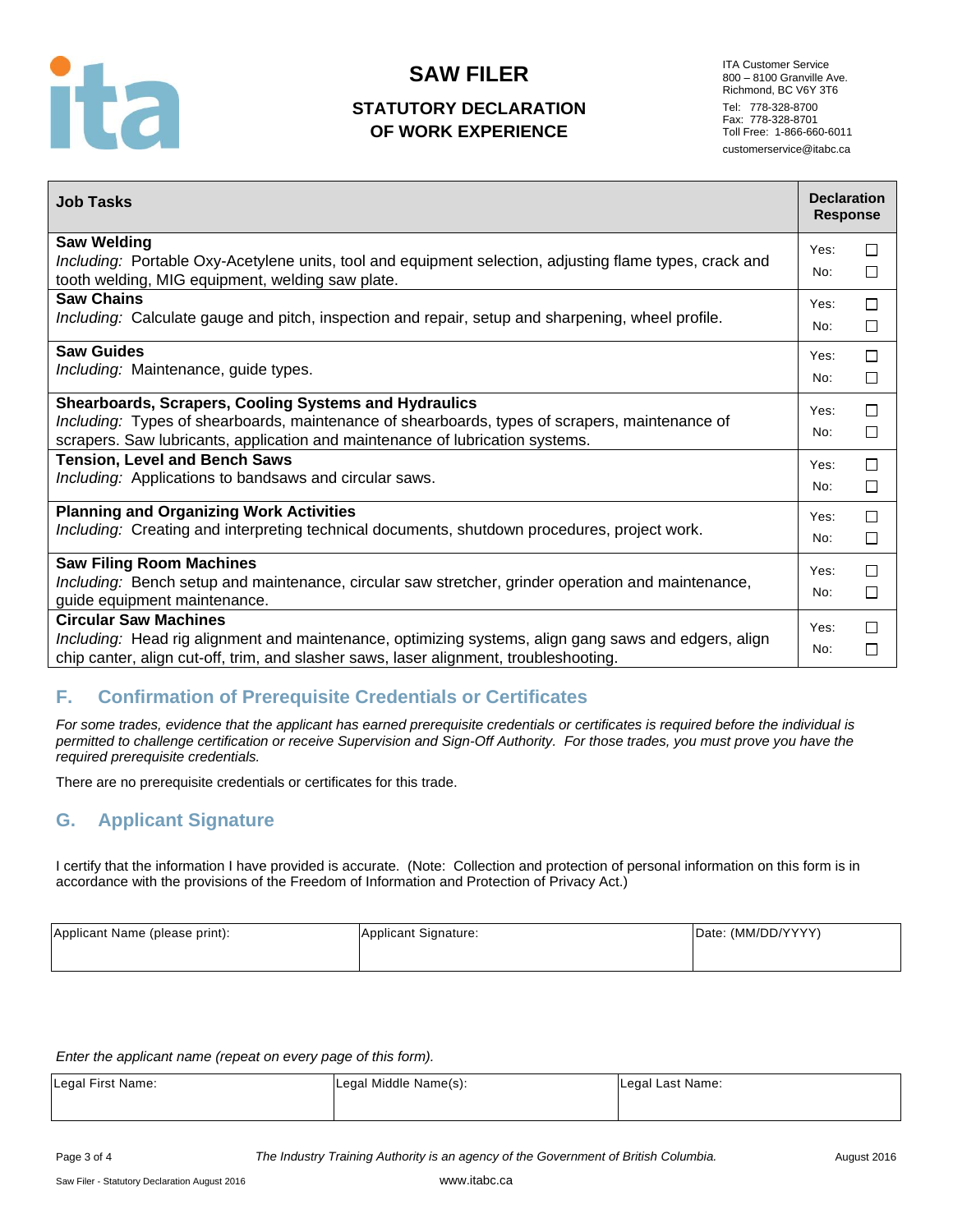# SAW FILER

## STATUTORY DECLARATION OF WORK EXPERIENCE

ITA Customer Service
800 – 8100 Granville Ave.
Richmond, BC V6Y 3T6
Tel: 778-328-8700
Fax: 778-328-8701
Toll Free: 1-866-660-6011
customerservice@itabc.ca

| Job Tasks | Declaration Response |
|---|---|
| **Saw Welding**<br>*Including:* Portable Oxy-Acetylene units, tool and equipment selection, adjusting flame types, crack and tooth welding, MIG equipment, welding saw plate. | Yes: ☐<br>No: ☐ |
| **Saw Chains**<br>*Including:* Calculate gauge and pitch, inspection and repair, setup and sharpening, wheel profile. | Yes: ☐<br>No: ☐ |
| **Saw Guides**<br>*Including:* Maintenance, guide types. | Yes: ☐<br>No: ☐ |
| **Shearboards, Scrapers, Cooling Systems and Hydraulics**<br>*Including:* Types of shearboards, maintenance of shearboards, types of scrapers, maintenance of scrapers. Saw lubricants, application and maintenance of lubrication systems. | Yes: ☐<br>No: ☐ |
| **Tension, Level and Bench Saws**<br>*Including:* Applications to bandsaws and circular saws. | Yes: ☐<br>No: ☐ |
| **Planning and Organizing Work Activities**<br>*Including:* Creating and interpreting technical documents, shutdown procedures, project work. | Yes: ☐<br>No: ☐ |
| **Saw Filing Room Machines**<br>*Including:* Bench setup and maintenance, circular saw stretcher, grinder operation and maintenance, guide equipment maintenance. | Yes: ☐<br>No: ☐ |
| **Circular Saw Machines**<br>*Including:* Head rig alignment and maintenance, optimizing systems, align gang saws and edgers, align chip canter, align cut-off, trim, and slasher saws, laser alignment, troubleshooting. | Yes: ☐<br>No: ☐ |

## F. Confirmation of Prerequisite Credentials or Certificates

*For some trades, evidence that the applicant has earned prerequisite credentials or certificates is required before the individual is permitted to challenge certification or receive Supervision and Sign-Off Authority. For those trades, you must prove you have the required prerequisite credentials.*

There are no prerequisite credentials or certificates for this trade.

## G. Applicant Signature

I certify that the information I have provided is accurate. (Note: Collection and protection of personal information on this form is in accordance with the provisions of the Freedom of Information and Protection of Privacy Act.)

| Applicant Name (please print): | Applicant Signature: | Date: (MM/DD/YYYY) |
|---|---|---|
| | | |

*Enter the applicant name (repeat on every page of this form).*

| Legal First Name: | Legal Middle Name(s): | Legal Last Name: |
|---|---|---|
| | | |

*The Industry Training Authority is an agency of the Government of British Columbia.*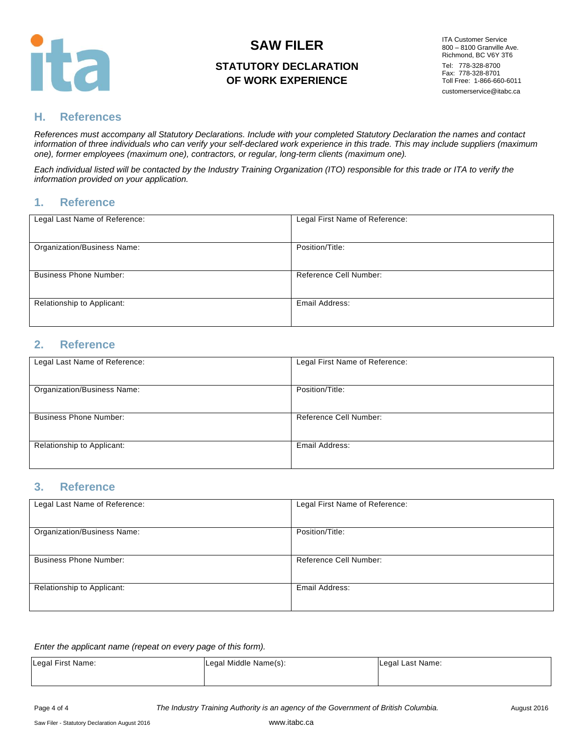# SAW FILER

## STATUTORY DECLARATION OF WORK EXPERIENCE

ITA Customer Service
800 – 8100 Granville Ave.
Richmond, BC V6Y 3T6
Tel: 778-328-8700
Fax: 778-328-8701
Toll Free: 1-866-660-6011
customerservice@itabc.ca

## H. References

*References must accompany all Statutory Declarations. Include with your completed Statutory Declaration the names and contact information of three individuals who can verify your self-declared work experience in this trade. This may include suppliers (maximum one), former employees (maximum one), contractors, or regular, long-term clients (maximum one).*

*Each individual listed will be contacted by the Industry Training Organization (ITO) responsible for this trade or ITA to verify the information provided on your application.*

### 1. Reference

| | |
|---|---|
| Legal Last Name of Reference: | Legal First Name of Reference: |
| Organization/Business Name: | Position/Title: |
| Business Phone Number: | Reference Cell Number: |
| Relationship to Applicant: | Email Address: |

### 2. Reference

| | |
|---|---|
| Legal Last Name of Reference: | Legal First Name of Reference: |
| Organization/Business Name: | Position/Title: |
| Business Phone Number: | Reference Cell Number: |
| Relationship to Applicant: | Email Address: |

### 3. Reference

| | |
|---|---|
| Legal Last Name of Reference: | Legal First Name of Reference: |
| Organization/Business Name: | Position/Title: |
| Business Phone Number: | Reference Cell Number: |
| Relationship to Applicant: | Email Address: |

*Enter the applicant name (repeat on every page of this form).*

| | | |
|---|---|---|
| Legal First Name: | Legal Middle Name(s): | Legal Last Name: |

*The Industry Training Authority is an agency of the Government of British Columbia.*

www.itabc.ca